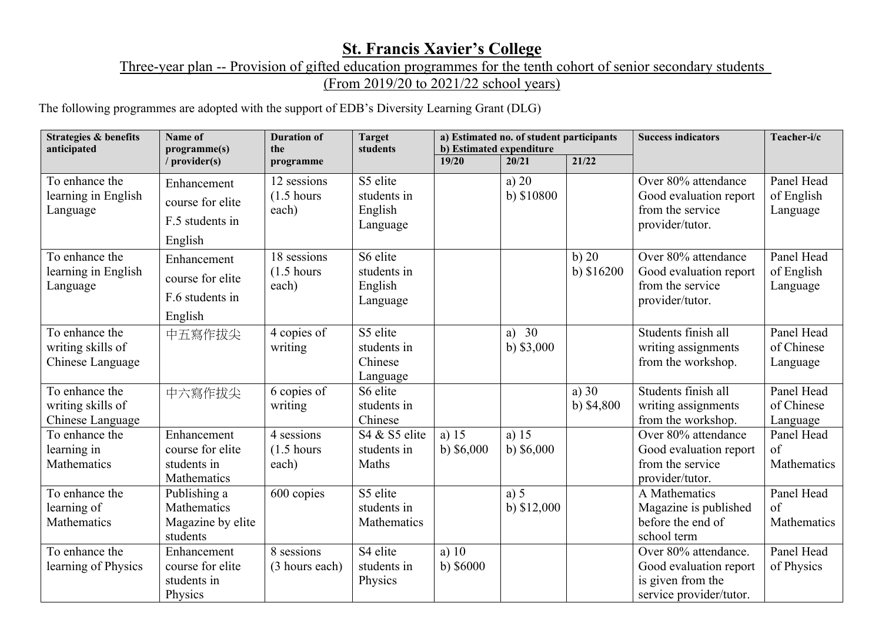# St. Francis Xavier's College

Three-year plan -- Provision of gifted education programmes for the tenth cohort of senior secondary students (From 2019/20 to 2021/22 school years)

The following programmes are adopted with the support of EDB's Diversity Learning Grant (DLG)

| Strategies & benefits anticipated | Name of programme(s) / provider(s) | Duration of the programme | Target students | a) Estimated no. of student participants b) Estimated expenditure | | | Success indicators | Teacher-i/c |
|---|---|---|---|---|---|---|---|---|
| | | | | 19/20 | 20/21 | 21/22 | | |
| To enhance the learning in English Language | Enhancement course for elite F.5 students in English | 12 sessions (1.5 hours each) | S5 elite students in English Language | | a) 20 b) $10800 | | Over 80% attendance Good evaluation report from the service provider/tutor. | Panel Head of English Language |
| To enhance the learning in English Language | Enhancement course for elite F.6 students in English | 18 sessions (1.5 hours each) | S6 elite students in English Language | | | b) 20 b) $16200 | Over 80% attendance Good evaluation report from the service provider/tutor. | Panel Head of English Language |
| To enhance the writing skills of Chinese Language | 中五寫作拔尖 | 4 copies of writing | S5 elite students in Chinese Language | | a) 30 b) $3,000 | | Students finish all writing assignments from the workshop. | Panel Head of Chinese Language |
| To enhance the writing skills of Chinese Language | 中六寫作拔尖 | 6 copies of writing | S6 elite students in Chinese | | | a) 30 b) $4,800 | Students finish all writing assignments from the workshop. | Panel Head of Chinese Language |
| To enhance the learning in Mathematics | Enhancement course for elite students in Mathematics | 4 sessions (1.5 hours each) | S4 & S5 elite students in Maths | a) 15 b) $6,000 | a) 15 b) $6,000 | | Over 80% attendance Good evaluation report from the service provider/tutor. | Panel Head of Mathematics |
| To enhance the learning of Mathematics | Publishing a Mathematics Magazine by elite students | 600 copies | S5 elite students in Mathematics | | a) 5 b) $12,000 | | A Mathematics Magazine is published before the end of school term | Panel Head of Mathematics |
| To enhance the learning of Physics | Enhancement course for elite students in Physics | 8 sessions (3 hours each) | S4 elite students in Physics | a) 10 b) $6000 | | | Over 80% attendance. Good evaluation report is given from the service provider/tutor. | Panel Head of Physics |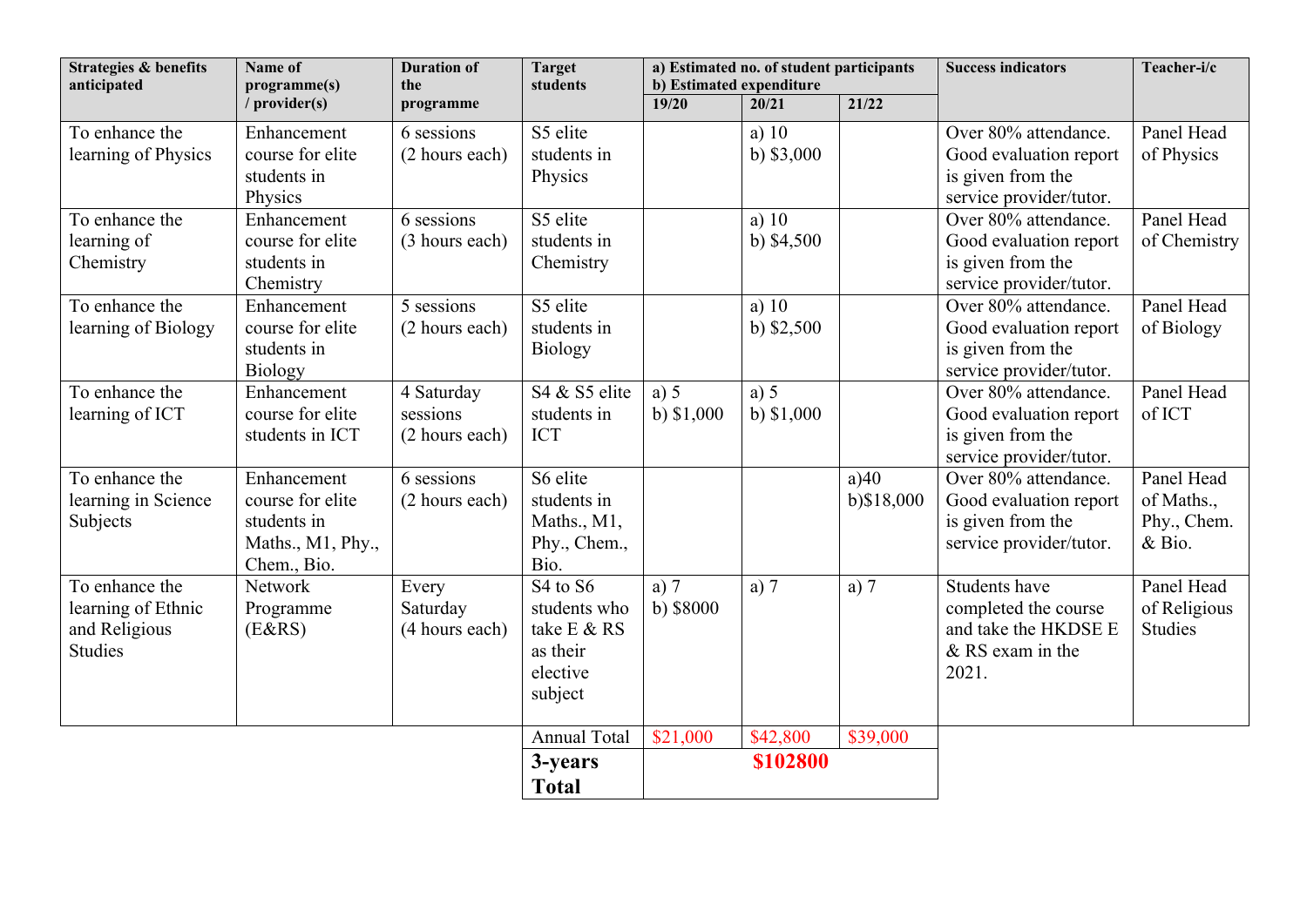| Strategies & benefits anticipated | Name of programme(s) / provider(s) | Duration of the programme | Target students | a) Estimated no. of student participants b) Estimated expenditure | | | Success indicators | Teacher-i/c |
|---|---|---|---|---|---|---|---|---|
| | | | | 19/20 | 20/21 | 21/22 | | |
| To enhance the learning of Physics | Enhancement course for elite students in Physics | 6 sessions (2 hours each) | S5 elite students in Physics | | a) 10<br>b) $3,000 | | Over 80% attendance. Good evaluation report is given from the service provider/tutor. | Panel Head of Physics |
| To enhance the learning of Chemistry | Enhancement course for elite students in Chemistry | 6 sessions (3 hours each) | S5 elite students in Chemistry | | a) 10<br>b) $4,500 | | Over 80% attendance. Good evaluation report is given from the service provider/tutor. | Panel Head of Chemistry |
| To enhance the learning of Biology | Enhancement course for elite students in Biology | 5 sessions (2 hours each) | S5 elite students in Biology | | a) 10<br>b) $2,500 | | Over 80% attendance. Good evaluation report is given from the service provider/tutor. | Panel Head of Biology |
| To enhance the learning of ICT | Enhancement course for elite students in ICT | 4 Saturday sessions (2 hours each) | S4 & S5 elite students in ICT | a) 5<br>b) $1,000 | a) 5<br>b) $1,000 | | Over 80% attendance. Good evaluation report is given from the service provider/tutor. | Panel Head of ICT |
| To enhance the learning in Science Subjects | Enhancement course for elite students in Maths., M1, Phy., Chem., Bio. | 6 sessions (2 hours each) | S6 elite students in Maths., M1, Phy., Chem., Bio. | | | a)40<br>b)$18,000 | Over 80% attendance. Good evaluation report is given from the service provider/tutor. | Panel Head of Maths., Phy., Chem. & Bio. |
| To enhance the learning of Ethnic and Religious Studies | Network Programme (E&RS) | Every Saturday (4 hours each) | S4 to S6 students who take E & RS as their elective subject | a) 7<br>b) $8000 | a) 7 | a) 7 | Students have completed the course and take the HKDSE E & RS exam in the 2021. | Panel Head of Religious Studies |
| | | | Annual Total | $21,000 | $42,800 | $39,000 | | |
| | | | **3-years Total** | **$102800** | | | | |